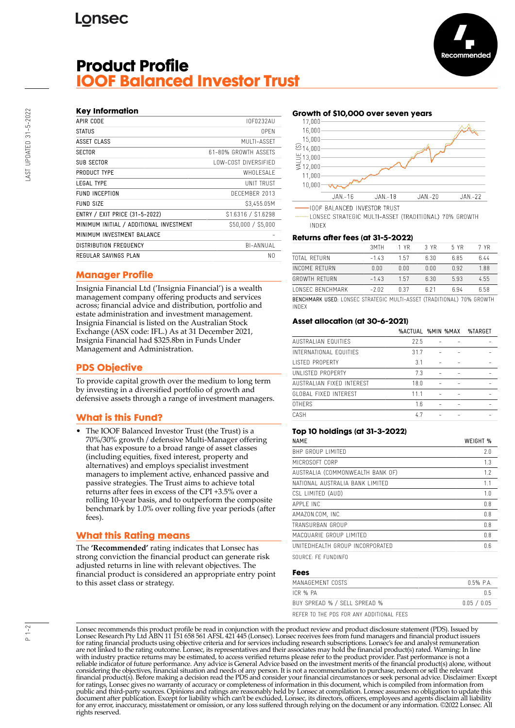# Product Profile
## IOOF Balanced Investor Trust

Recommended

### Key Information

| | |
|---|---|
| APIR CODE | IOF0232AU |
| STATUS | OPEN |
| ASSET CLASS | MULTI-ASSET |
| SECTOR | 61-80% GROWTH ASSETS |
| SUB SECTOR | LOW-COST DIVERSIFIED |
| PRODUCT TYPE | WHOLESALE |
| LEGAL TYPE | UNIT TRUST |
| FUND INCEPTION | DECEMBER 2013 |
| FUND SIZE | $3,455.05M |
| ENTRY / EXIT PRICE (31-5-2022) | $1.6316 / $1.6298 |
| MINIMUM INITIAL / ADDITIONAL INVESTMENT | $50,000 / $5,000 |
| MINIMUM INVESTMENT BALANCE | - |
| DISTRIBUTION FREQUENCY | BI-ANNUAL |
| REGULAR SAVINGS PLAN | NO |

## Manager Profile

Insignia Financial Ltd ('Insignia Financial') is a wealth management company offering products and services across; financial advice and distribution, portfolio and estate administration and investment management. Insignia Financial is listed on the Australian Stock Exchange (ASX code: IFL.) As at 31 December 2021, Insignia Financial had $325.8bn in Funds Under Management and Administration.

## PDS Objective

To provide capital growth over the medium to long term by investing in a diversified portfolio of growth and defensive assets through a range of investment managers.

## What is this Fund?

- The IOOF Balanced Investor Trust (the Trust) is a 70%/30% growth / defensive Multi-Manager offering that has exposure to a broad range of asset classes (including equities, fixed interest, property and alternatives) and employs specialist investment managers to implement active, enhanced passive and passive strategies. The Trust aims to achieve total returns after fees in excess of the CPI +3.5% over a rolling 10-year basis, and to outperform the composite benchmark by 1.0% over rolling five year periods (after fees).

## What this Rating means

The **'Recommended'** rating indicates that Lonsec has strong conviction the financial product can generate risk adjusted returns in line with relevant objectives. The financial product is considered an appropriate entry point to this asset class or strategy.

### Growth of $10,000 over seven years

VALUE ($): 10,000 – 17,000; JAN.-16, JAN.-18, JAN.-20, JAN.-22

IOOF BALANCED INVESTOR TRUST
LONSEC STRATEGIC MULTI-ASSET (TRADITIONAL) 70% GROWTH INDEX

### Returns after fees (at 31-5-2022)

| | 3MTH | 1 YR | 3 YR | 5 YR | 7 YR |
|---|---|---|---|---|---|
| TOTAL RETURN | -1.43 | 1.57 | 6.30 | 6.85 | 6.44 |
| INCOME RETURN | 0.00 | 0.00 | 0.00 | 0.92 | 1.88 |
| GROWTH RETURN | -1.43 | 1.57 | 6.30 | 5.93 | 4.55 |
| LONSEC BENCHMARK | -2.02 | 0.37 | 6.21 | 6.94 | 6.58 |

BENCHMARK USED: LONSEC STRATEGIC MULTI-ASSET (TRADITIONAL) 70% GROWTH INDEX

### Asset allocation (at 30-6-2021)

| | %ACTUAL | %MIN | %MAX | %TARGET |
|---|---|---|---|---|
| AUSTRALIAN EQUITIES | 22.5 | - | - | - |
| INTERNATIONAL EQUITIES | 31.7 | - | - | - |
| LISTED PROPERTY | 3.1 | - | - | - |
| UNLISTED PROPERTY | 7.3 | - | - | - |
| AUSTRALIAN FIXED INTEREST | 18.0 | - | - | - |
| GLOBAL FIXED INTEREST | 11.1 | - | - | - |
| OTHERS | 1.6 | - | - | - |
| CASH | 4.7 | - | - | - |

### Top 10 holdings (at 31-3-2022)

| NAME | WEIGHT % |
|---|---|
| BHP GROUP LIMITED | 2.0 |
| MICROSOFT CORP | 1.3 |
| AUSTRALIA (COMMONWEALTH BANK OF) | 1.2 |
| NATIONAL AUSTRALIA BANK LIMITED | 1.1 |
| CSL LIMITED (AUD) | 1.0 |
| APPLE INC | 0.8 |
| AMAZON.COM, INC. | 0.8 |
| TRANSURBAN GROUP | 0.8 |
| MACQUARIE GROUP LIMITED | 0.8 |
| UNITEDHEALTH GROUP INCORPORATED | 0.6 |

SOURCE: FE FUNDINFO

### Fees

| | |
|---|---|
| MANAGEMENT COSTS | 0.5% P.A. |
| ICR % PA | 0.5 |
| BUY SPREAD % / SELL SPREAD % | 0.05 / 0.05 |

REFER TO THE PDS FOR ANY ADDITIONAL FEES

Lonsec recommends this product profile be read in conjunction with the product review and product disclosure statement (PDS). Issued by Lonsec Research Pty Ltd ABN 11 151 658 561 AFSL 421 445 (Lonsec). Lonsec receives fees from fund managers and financial product issuers for rating financial products using objective criteria and for services including research subscriptions. Lonsec's fee and analyst remuneration are not linked to the rating outcome. Lonsec, its representatives and their associates may hold the financial product(s) rated. Warning: In line with industry practice returns may be estimated, to access verified returns please refer to the product provider. Past performance is not a reliable indicator of future performance. Any advice is General Advice based on the investment merits of the financial product(s) alone, without considering the objectives, financial situation and needs of any person. It is not a recommendation to purchase, redeem or sell the relevant financial product(s). Before making a decision read the PDS and consider your financial circumstances or seek personal advice. Disclaimer: Except for ratings, Lonsec gives no warranty of accuracy or completeness of information in this document, which is compiled from information from public and third-party sources. Opinions and ratings are reasonably held by Lonsec at compilation. Lonsec assumes no obligation to update this document after publication. Except for liability which can't be excluded, Lonsec, its directors, officers, employees and agents disclaim all liability for any error, inaccuracy, misstatement or omission, or any loss suffered through relying on the document or any information. ©2022 Lonsec. All rights reserved.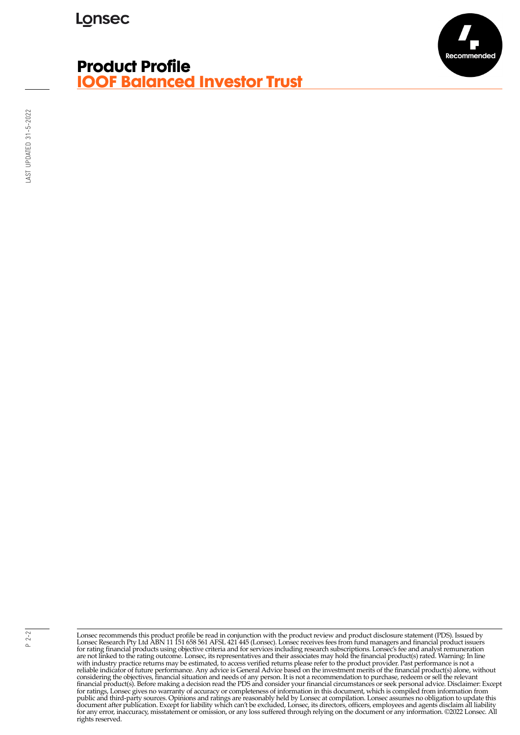# Product Profile
## IOOF Balanced Investor Trust

Lonsec recommends this product profile be read in conjunction with the product review and product disclosure statement (PDS). Issued by Lonsec Research Pty Ltd ABN 11 151 658 561 AFSL 421 445 (Lonsec). Lonsec receives fees from fund managers and financial product issuers for rating financial products using objective criteria and for services including research subscriptions. Lonsec's fee and analyst remuneration are not linked to the rating outcome. Lonsec, its representatives and their associates may hold the financial product(s) rated. Warning: In line with industry practice returns may be estimated, to access verified returns please refer to the product provider. Past performance is not a reliable indicator of future performance. Any advice is General Advice based on the investment merits of the financial product(s) alone, without considering the objectives, financial situation and needs of any person. It is not a recommendation to purchase, redeem or sell the relevant financial product(s). Before making a decision read the PDS and consider your financial circumstances or seek personal advice. Disclaimer: Except for ratings, Lonsec gives no warranty of accuracy or completeness of information in this document, which is compiled from information from public and third-party sources. Opinions and ratings are reasonably held by Lonsec at compilation. Lonsec assumes no obligation to update this document after publication. Except for liability which can't be excluded, Lonsec, its directors, officers, employees and agents disclaim all liability for any error, inaccuracy, misstatement or omission, or any loss suffered through relying on the document or any information. ©2022 Lonsec. All rights reserved.